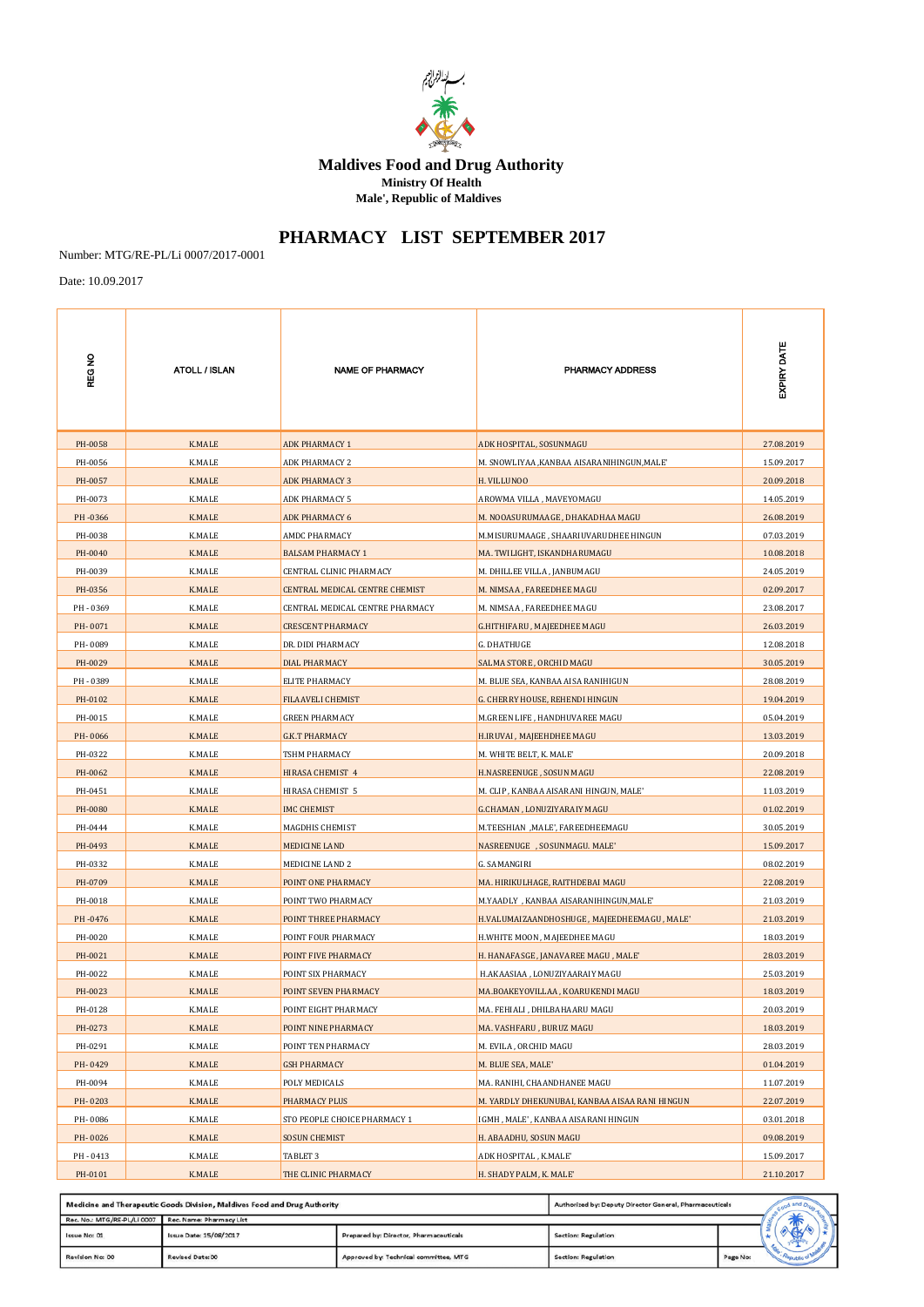# Maldives Food and Drug Authority

**Ministry Of Health**

**Male', Republic of Maldives**

## PHARMACY LIST SEPTEMBER 2017

Number: MTG/RE-PL/Li 0007/2017-0001

Date: 10.09.2017

| REG NO | ATOLL / ISLAN | NAME OF PHARMACY | PHARMACY ADDRESS | EXPIRY DATE |
|---|---|---|---|---|
| PH-0058 | K.MALE | ADK PHARMACY 1 | ADK HOSPITAL, SOSUNMAGU | 27.08.2019 |
| PH-0056 | K.MALE | ADK PHARMACY 2 | M. SNOWLIYAA ,KANBAA AISARANIHINGUN,MALE' | 15.09.2017 |
| PH-0057 | K.MALE | ADK PHARMACY 3 | H. VILLUNOO | 20.09.2018 |
| PH-0073 | K.MALE | ADK PHARMACY 5 | AROWMA VILLA , MAVEYOMAGU | 14.05.2019 |
| PH -0366 | K.MALE | ADK PHARMACY 6 | M. NOOASURUMAAGE, DHAKADHAA MAGU | 26.08.2019 |
| PH-0038 | K.MALE | AMDC PHARMACY | M.MISURUMAAGE , SHAARIUVARUDHEE HINGUN | 07.03.2019 |
| PH-0040 | K.MALE | BALSAM PHARMACY 1 | MA. TWILIGHT, ISKANDHARUMAGU | 10.08.2018 |
| PH-0039 | K.MALE | CENTRAL CLINIC PHARMACY | M. DHILLEE VILLA , JANBUMAGU | 24.05.2019 |
| PH-0356 | K.MALE | CENTRAL MEDICAL CENTRE CHEMIST | M. NIMSAA , FAREEDHEE MAGU | 02.09.2017 |
| PH - 0369 | K.MALE | CENTRAL MEDICAL CENTRE PHARMACY | M. NIMSAA , FAREEDHEE MAGU | 23.08.2017 |
| PH- 0071 | K.MALE | CRESCENT PHARMACY | G.HITHIFARU , MAJEEDHEE MAGU | 26.03.2019 |
| PH- 0089 | K.MALE | DR. DIDI PHARMACY | G. DHATHUGE | 12.08.2018 |
| PH-0029 | K.MALE | DIAL PHARMACY | SALMA STORE , ORCHID MAGU | 30.05.2019 |
| PH - 0389 | K.MALE | ELITE PHARMACY | M. BLUE SEA, KANBAA AISA RANIHIGUN | 28.08.2019 |
| PH-0102 | K.MALE | FILAAVELI CHEMIST | G. CHERRY HOUSE, REHENDI HINGUN | 19.04.2019 |
| PH-0015 | K.MALE | GREEN PHARMACY | M.GREEN LIFE , HANDHUVAREE MAGU | 05.04.2019 |
| PH- 0066 | K.MALE | G.K.T PHARMACY | H.IRUVAI , MAJEEHDHEE MAGU | 13.03.2019 |
| PH-0322 | K.MALE | TSHM PHARMACY | M. WHITE BELT, K. MALE' | 20.09.2018 |
| PH-0062 | K.MALE | HIRASA CHEMIST 4 | H.NASREENUGE , SOSUN MAGU | 22.08.2019 |
| PH-0451 | K.MALE | HIRASA CHEMIST 5 | M. CLIP , KANBAA AISARANI HINGUN, MALE' | 11.03.2019 |
| PH-0080 | K.MALE | IMC CHEMIST | G.CHAMAN , LONUZIYARAIY MAGU | 01.02.2019 |
| PH-0444 | K.MALE | MAGDHIS CHEMIST | M.TEESHIAN ,MALE', FAREEDHEEMAGU | 30.05.2019 |
| PH-0493 | K.MALE | MEDICINE LAND | NASREENUGE , SOSUNMAGU. MALE' | 15.09.2017 |
| PH-0332 | K.MALE | MEDICINE LAND 2 | G. SAMANGIRI | 08.02.2019 |
| PH-0709 | K.MALE | POINT ONE PHARMACY | MA. HIRIKULHAGE, RAITHDEBAI MAGU | 22.08.2019 |
| PH-0018 | K.MALE | POINT TWO PHARMACY | M.YAADLY , KANBAA AISARANIHINGUN,MALE' | 21.03.2019 |
| PH -0476 | K.MALE | POINT THREE PHARMACY | H.VALUMAIZAANDHOSHUGE , MAJEEDHEEMAGU , MALE' | 21.03.2019 |
| PH-0020 | K.MALE | POINT FOUR PHARMACY | H.WHITE MOON , MAJEEDHEE MAGU | 18.03.2019 |
| PH-0021 | K.MALE | POINT FIVE PHARMACY | H. HANAFASGE , JANAVAREE MAGU , MALE' | 28.03.2019 |
| PH-0022 | K.MALE | POINT SIX PHARMACY | H.AKAASIAA , LONUZIYAARAIY MAGU | 25.03.2019 |
| PH-0023 | K.MALE | POINT SEVEN PHARMACY | MA.BOAKEYOVILLAA , KOARUKENDI MAGU | 18.03.2019 |
| PH-0128 | K.MALE | POINT EIGHT PHARMACY | MA. FEHIALI , DHILBAHAARU MAGU | 20.03.2019 |
| PH-0273 | K.MALE | POINT NINE PHARMACY | MA. VASHFARU , BURUZ MAGU | 18.03.2019 |
| PH-0291 | K.MALE | POINT TEN PHARMACY | M. EVILA , ORCHID MAGU | 28.03.2019 |
| PH- 0429 | K.MALE | GSH PHARMACY | M. BLUE SEA, MALE' | 01.04.2019 |
| PH-0094 | K.MALE | POLY MEDICALS | MA. RANIHI, CHAANDHANEE MAGU | 11.07.2019 |
| PH- 0203 | K.MALE | PHARMACY PLUS | M. YARDLY DHEKUNUBAI, KANBAA AISAA RANI HINGUN | 22.07.2019 |
| PH- 0086 | K.MALE | STO PEOPLE CHOICE PHARMACY 1 | IGMH , MALE' , KANBAA AISARANI HINGUN | 03.01.2018 |
| PH- 0026 | K.MALE | SOSUN CHEMIST | H. ABAADHU, SOSUN MAGU | 09.08.2019 |
| PH - 0413 | K.MALE | TABLET 3 | ADK HOSPITAL , K.MALE' | 15.09.2017 |
| PH-0101 | K.MALE | THE CLINIC PHARMACY | H. SHADY PALM, K. MALE' | 21.10.2017 |

| Medicine and Therapeutic Goods Division, Maldives Food and Drug Authority | | | Authorized by: Deputy Director General, Pharmaceuticals | |
|---|---|---|---|---|
| Rec. No.: MTG/RE-PL/LI 0007 | Rec. Name: Pharmacy List | | | |
| Issue No: 01 | Issue Date: 15/08/2017 | Prepared by: Director, Pharmaceuticals | Section: Regulation | |
| Revision No: 00 | Revised Date:00 | Approved by: Technical committee, MTG | Section: Regulation | Page No: |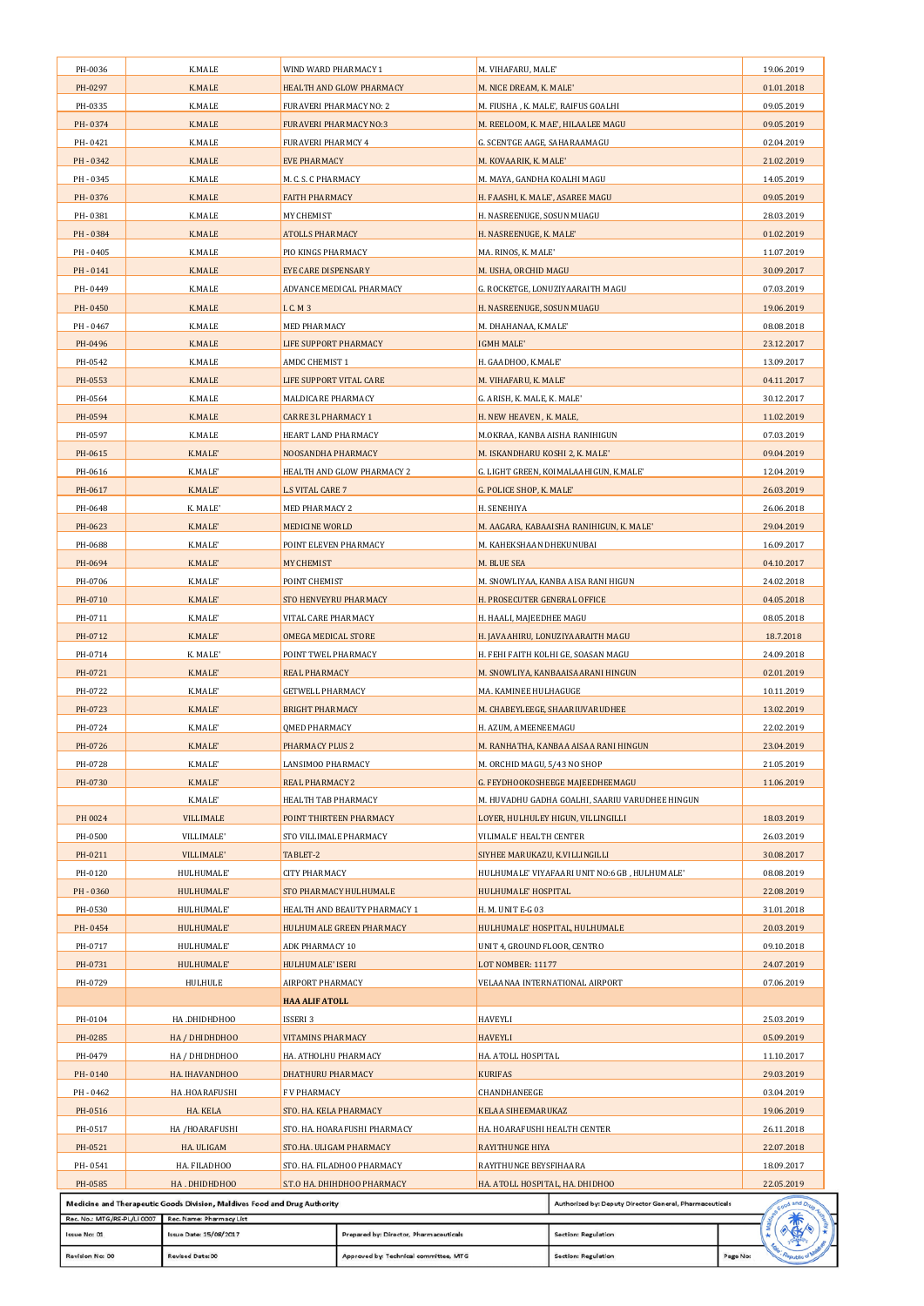| PH-0036 | K.MALE | WIND WARD PHARMACY 1 | M. VIHAFARU, MALE' | 19.06.2019 |
|---|---|---|---|---|
| PH-0297 | K.MALE | HEALTH AND GLOW PHARMACY | M. NICE DREAM, K. MALE' | 01.01.2018 |
| PH-0335 | K.MALE | FURAVERI PHARMACY NO: 2 | M. FIUSHA , K. MALE', RAIFUS GOALHI | 09.05.2019 |
| PH- 0374 | K.MALE | FURAVERI PHARMACY NO:3 | M. REELOOM, K. MAE', HILAALEE MAGU | 09.05.2019 |
| PH- 0421 | K.MALE | FURAVERI PHARMCY 4 | G. SCENTGE AAGE, SAHARAAMAGU | 02.04.2019 |
| PH - 0342 | K.MALE | EVE PHARMACY | M. KOVAARIK, K. MALE' | 21.02.2019 |
| PH - 0345 | K.MALE | M. C. S. C PHARMACY | M. MAYA, GANDHA KOALHI MAGU | 14.05.2019 |
| PH- 0376 | K.MALE | FAITH PHARMACY | H. FAASHI, K. MALE', ASAREE MAGU | 09.05.2019 |
| PH- 0381 | K.MALE | MY CHEMIST | H. NASREENUGE, SOSUN MUAGU | 28.03.2019 |
| PH - 0384 | K.MALE | ATOLLS PHARMACY | H. NASREENUGE, K. MALE' | 01.02.2019 |
| PH - 0405 | K.MALE | PIO KINGS PHARMACY | MA. RINOS, K. MALE' | 11.07.2019 |
| PH - 0141 | K.MALE | EYE CARE DISPENSARY | M. USHA, ORCHID MAGU | 30.09.2017 |
| PH- 0449 | K.MALE | ADVANCE MEDICAL PHARMACY | G. ROCKETGE, LONUZIYAARAITH MAGU | 07.03.2019 |
| PH- 0450 | K.MALE | I. C. M 3 | H. NASREENUGE, SOSUN MUAGU | 19.06.2019 |
| PH - 0467 | K.MALE | MED PHARMACY | M. DHAHANAA, K.MALE' | 08.08.2018 |
| PH-0496 | K.MALE | LIFE SUPPORT PHARMACY | IGMH MALE' | 23.12.2017 |
| PH-0542 | K.MALE | AMDC CHEMIST 1 | H. GAADHOO, K.MALE' | 13.09.2017 |
| PH-0553 | K.MALE | LIFE SUPPORT VITAL CARE | M. VIHAFARU, K. MALE' | 04.11.2017 |
| PH-0564 | K.MALE | MALDICARE PHARMACY | G. ARISH, K. MALE, K. MALE' | 30.12.2017 |
| PH-0594 | K.MALE | CARRE 3L PHARMACY 1 | H. NEW HEAVEN , K. MALE, | 11.02.2019 |
| PH-0597 | K.MALE | HEART LAND PHARMACY | M.OKRAA, KANBA AISHA RANIHIGUN | 07.03.2019 |
| PH-0615 | K.MALE' | NOOSANDHA PHARMACY | M. ISKANDHARU KOSHI 2, K. MALE' | 09.04.2019 |
| PH-0616 | K.MALE' | HEALTH AND GLOW PHARMACY 2 | G. LIGHT GREEN, KOIMALAAHIGUN, K.MALE' | 12.04.2019 |
| PH-0617 | K.MALE' | L.S VITAL CARE 7 | G. POLICE SHOP, K. MALE' | 26.03.2019 |
| PH-0648 | K. MALE' | MED PHARMACY 2 | H. SENEHIYA | 26.06.2018 |
| PH-0623 | K.MALE' | MEDICINE WORLD | M. AAGARA, KABAAISHA RANIHIGUN, K. MALE' | 29.04.2019 |
| PH-0688 | K.MALE' | POINT ELEVEN PHARMACY | M. KAHEKSHAAN DHEKUNUBAI | 16.09.2017 |
| PH-0694 | K.MALE' | MY CHEMIST | M. BLUE SEA | 04.10.2017 |
| PH-0706 | K.MALE' | POINT CHEMIST | M. SNOWLIYAA, KANBA AISA RANI HIGUN | 24.02.2018 |
| PH-0710 | K.MALE' | STO HENVEYRU PHARMACY | H. PROSECUTER GENERAL OFFICE | 04.05.2018 |
| PH-0711 | K.MALE' | VITAL CARE PHARMACY | H. HAALI, MAJEEDHEE MAGU | 08.05.2018 |
| PH-0712 | K.MALE' | OMEGA MEDICAL STORE | H. JAVAAHIRU, LONUZIYAARAITH MAGU | 18.7.2018 |
| PH-0714 | K. MALE' | POINT TWEL PHARMACY | H. FEHI FAITH KOLHI GE, SOASAN MAGU | 24.09.2018 |
| PH-0721 | K.MALE' | REAL PHARMACY | M. SNOWLIYA, KANBAAISAARANI HINGUN | 02.01.2019 |
| PH-0722 | K.MALE' | GETWELL PHARMACY | MA. KAMINEE HULHAGUGE | 10.11.2019 |
| PH-0723 | K.MALE' | BRIGHT PHARMACY | M. CHABEYLEEGE, SHAARIUVARUDHEE | 13.02.2019 |
| PH-0724 | K.MALE' | QMED PHARMACY | H. AZUM, AMEENEEMAGU | 22.02.2019 |
| PH-0726 | K.MALE' | PHARMACY PLUS 2 | M. RANHATHA, KANBAA AISAA RANI HINGUN | 23.04.2019 |
| PH-0728 | K.MALE' | LANSIMOO PHARMACY | M. ORCHID MAGU, 5/43 NO SHOP | 21.05.2019 |
| PH-0730 | K.MALE' | REAL PHARMACY 2 | G. FEYDHOOKOSHEEGE MAJEEDHEEMAGU | 11.06.2019 |
| | K.MALE' | HEALTH TAB PHARMACY | M. HUVADHU GADHA GOALHI, SAARIU VARUDHEE HINGUN | |
| PH 0024 | VILLIMALE | POINT THIRTEEN PHARMACY | LOYER, HULHULEY HIGUN, VILLINGILLI | 18.03.2019 |
| PH-0500 | VILLIMALE' | STO VILLIMALE PHARMACY | VILIMALE' HEALTH CENTER | 26.03.2019 |
| PH-0211 | VILLIMALE' | TABLET-2 | SIYHEE MARUKAZU, K.VILLINGILLI | 30.08.2017 |
| PH-0120 | HULHUMALE' | CITY PHARMACY | HULHUMALE' VIYAFAARI UNIT NO:6 GB , HULHUMALE' | 08.08.2019 |
| PH - 0360 | HULHUMALE' | STO PHARMACY HULHUMALE | HULHUMALE' HOSPITAL | 22.08.2019 |
| PH-0530 | HULHUMALE' | HEALTH AND BEAUTY PHARMACY 1 | H. M. UNIT E-G 03 | 31.01.2018 |
| PH- 0454 | HULHUMALE' | HULHUMALE GREEN PHARMACY | HULHUMALE' HOSPITAL, HULHUMALE | 20.03.2019 |
| PH-0717 | HULHUMALE' | ADK PHARMACY 10 | UNIT 4, GROUND FLOOR, CENTRO | 09.10.2018 |
| PH-0731 | HULHUMALE' | HULHUMALE' ISERI | LOT NOMBER: 11177 | 24.07.2019 |
| PH-0729 | HULHULE | AIRPORT PHARMACY | VELAANAA INTERNATIONAL AIRPORT | 07.06.2019 |
| | | **HAA ALIF ATOLL** | | |
| PH-0104 | HA .DHIDHDHOO | ISSERI 3 | HAVEYLI | 25.03.2019 |
| PH-0285 | HA / DHIDHDHOO | VITAMINS PHARMACY | HAVEYLI | 05.09.2019 |
| PH-0479 | HA / DHIDHDHOO | HA.. ATHOLHU PHARMACY | HA. ATOLL HOSPITAL | 11.10.2017 |
| PH- 0140 | HA. IHAVANDHOO | DHATHURU PHARMACY | KURIFAS | 29.03.2019 |
| PH - 0462 | HA .HOARAFUSHI | F V PHARMACY | CHANDHANEEGE | 03.04.2019 |
| PH-0516 | HA. KELA | STO. HA. KELA PHARMACY | KELAA SIHEEMARUKAZ | 19.06.2019 |
| PH-0517 | HA /HOARAFUSHI | STO. HA. HOARAFUSHI PHARMACY | HA. HOARAFUSHI HEALTH CENTER | 26.11.2018 |
| PH-0521 | HA. ULIGAM | STO.HA. ULIGAM PHARMACY | RAYITHUNGE HIYA | 22.07.2018 |
| PH- 0541 | HA. FILADHOO | STO. HA. FILADHOO PHARMACY | RAYITHUNGE BEYSFIHAARA | 18.09.2017 |
| PH-0585 | HA . DHIDHDHOO | S.T.O HA. DHIHDHOO PHARMACY | HA. ATOLL HOSPITAL, HA. DHIDHOO | 22.05.2019 |

| Medicine and Therapeutic Goods Division, Maldives Food and Drug Authority | | | Authorized by: Deputy Director General, Pharmaceuticals | |
|---|---|---|---|---|
| Rec. No.: MTG/RE-PL/LI 0007 | Rec. Name: Pharmacy List | | | |
| Issue No: 01 | Issue Date: 15/08/2017 | Prepared by: Director, Pharmaceuticals | Section: Regulation | |
| Revision No: 00 | Revised Date:00 | Approved by: Technical committee, MTG | Section: Regulation | Page No: |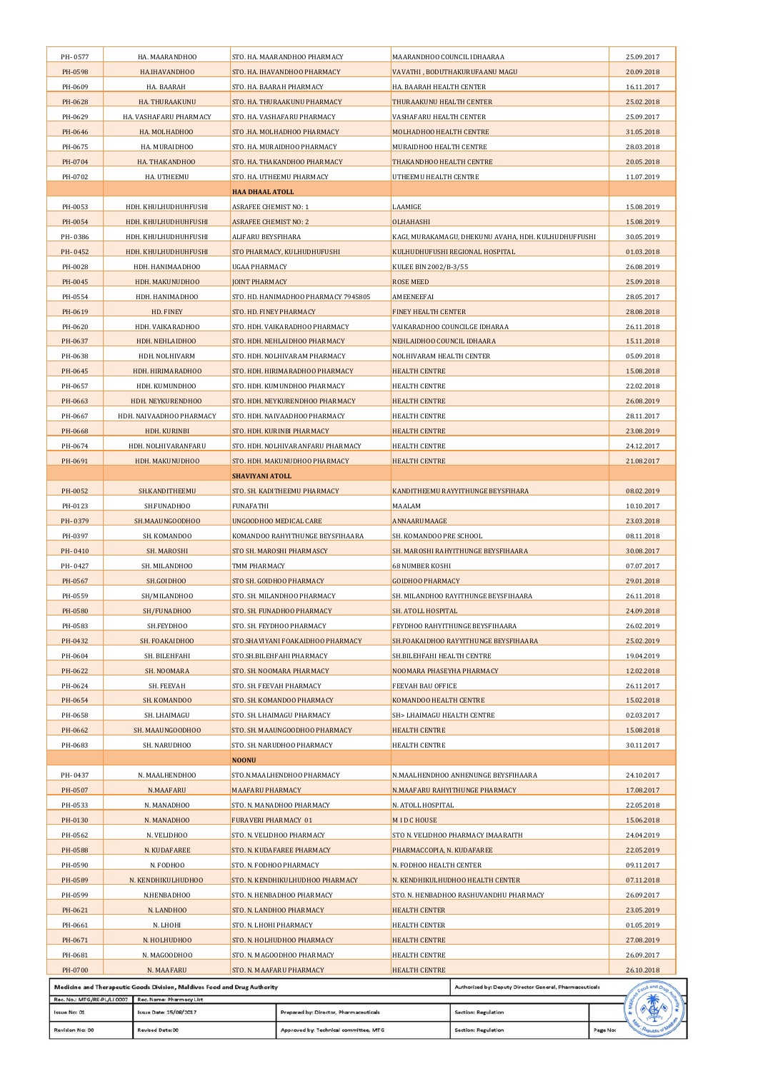| | | | | |
|---|---|---|---|---|
| PH-0577 | HA. MAARANDHOO | STO. HA. MAARANDHOO PHARMACY | MAARANDHOO COUNCIL IDHAARAA | 25.09.2017 |
| PH-0598 | HA.IHAVANDHOO | STO. HA. IHAVANDHOO PHARMACY | VAVATHI , BODUTHAKURUFAANU MAGU | 20.09.2018 |
| PH-0609 | HA. BAARAH | STO. HA. BAARAH PHARMACY | HA. BAARAH HEALTH CENTER | 16.11.2017 |
| PH-0628 | HA. THURAAKUNU | STO. HA. THURAAKUNU PHARMACY | THURAAKUNU HEALTH CENTER | 25.02.2018 |
| PH-0629 | HA. VASHAFARU PHARMACY | STO. HA. VASHAFARU PHARMACY | VASHAFARU HEALTH CENTER | 25.09.2017 |
| PH-0646 | HA. MOLHADHOO | STO .HA. MOLHADHOO PHARMACY | MOLHADHOO HEALTH CENTRE | 31.05.2018 |
| PH-0675 | HA. MURAIDHOO | STO. HA. MURAIDHOO PHARMACY | MURAIDHOO HEALTH CENTRE | 28.03.2018 |
| PH-0704 | HA. THAKANDHOO | STO. HA. THAKANDHOO PHARMACY | THAKANDHOO HEALTH CENTRE | 20.05.2018 |
| PH-0702 | HA. UTHEEMU | STO. HA. UTHEEMU PHARMACY | UTHEEMU HEALTH CENTRE | 11.07.2019 |
| | | **HAA DHAAL ATOLL** | | |
| PH-0053 | HDH. KHULHUDHUHFUSHI | ASRAFEE CHEMIST NO: 1 | LAAMIGE | 15.08.2019 |
| PH-0054 | HDH. KHULHUDHUHFUSHI | ASRAFEE CHEMIST NO: 2 | OLHAHASHI | 15.08.2019 |
| PH- 0386 | HDH. KHULHUDHUHFUSHI | ALIFARU BEYSFIHARA | KAGI, MURAKAMAGU, DHEKUNU AVAHA, HDH. KULHUDHUFFUSHI | 30.05.2019 |
| PH- 0452 | HDH. KHULHUDHUHFUSHI | STO PHARMACY, KULHUDHUFUSHI | KULHUDHUFUSHI REGIONAL HOSPITAL | 01.03.2018 |
| PH-0028 | HDH. HANIMAADHOO | UGAA PHARMACY | KULEE BIN 2002/B-3/55 | 26.08.2019 |
| PH-0045 | HDH. MAKUNUDHOO | JOINT PHARMACY | ROSE MEED | 25.09.2018 |
| PH-0554 | HDH. HANIMADHOO | STO. HD. HANIMADHOO PHARMACY 7945805 | AMEENEEFAI | 28.05.2017 |
| PH-0619 | HD. FINEY | STO. HD. FINEY PHARMACY | FINEY HEALTH CENTER | 28.08.2018 |
| PH-0620 | HDH. VAIKARADHOO | STO. HDH. VAIKARADHOO PHARMACY | VAIKARADHOO COUNCILGE IDHARAA | 26.11.2018 |
| PH-0637 | HDH. NEHLAIDHOO | STO. HDH. NEHLAIDHOO PHARMACY | NEHLAIDHOO COUNCIL IDHAARA | 15.11.2018 |
| PH-0638 | HDH. NOLHIVARM | STO. HDH. NOLHIVARAM PHARMACY | NOLHIVARAM HEALTH CENTER | 05.09.2018 |
| PH-0645 | HDH. HIRIMARADHOO | STO. HDH. HIRIMARADHOO PHARMACY | HEALTH CENTRE | 15.08.2019 |
| PH-0657 | HDH. KUMUNDHOO | STO. HDH. KUMUNDHOO PHARMACY | HEALTH CENTRE | 22.02.2018 |
| PH-0663 | HDH. NEYKURENDHOO | STO. HDH. NEYKURENDHOO PHARMACY | HEALTH CENTRE | 26.08.2019 |
| PH-0667 | HDH. NAIVAADHOO PHARMACY | STO. HDH. NAIVAADHOO PHARMACY | HEALTH CENTRE | 28.11.2017 |
| PH-0668 | HDH. KURINBI | STO. HDH. KURINBI PHARMACY | HEALTH CENTRE | 23.08.2019 |
| PH-0674 | HDH. NOLHIVARANFARU | STO. HDH. NOLHIVARANFARU PHARMACY | HEALTH CENTRE | 24.12.2017 |
| PH-0691 | HDH. MAKUNUDHOO | STO. HDH. MAKUNUDHOO PHARMACY | HEALTH CENTRE | 21.08.2017 |
| | | **SHAVIYANI ATOLL** | | |
| PH-0052 | SH.KANDITHEEMU | STO. SH. KADITHEEMU PHARMACY | KANDITHEEMU RAYYITHUNGE BEYSFIHARA | 08.02.2019 |
| PH-0123 | SH.FUNADHOO | FUNAFATHI | MAALAM | 10.10.2017 |
| PH- 0379 | SH.MAAUNGOODHOO | UNGOODHOO MEDICAL CARE | ANNAARUMAAGE | 23.03.2018 |
| PH-0397 | SH. KOMANDOO | KOMANDOO RAHYITHUNGE BEYSFIHAARA | SH. KOMANDOO PRE SCHOOL | 08.11.2018 |
| PH- 0410 | SH. MAROSHI | STO SH. MAROSHI PHARMASCY | SH. MAROSHI RAHYITHUNGE BEYSFIHAARA | 30.08.2017 |
| PH- 0427 | SH. MILANDHOO | TMM PHARMACY | 68 NUMBER KOSHI | 07.07.2017 |
| PH-0567 | SH.GOIDHOO | STO SH. GOIDHOO PHARMACY | GOIDHOO PHARMACY | 29.01.2018 |
| PH-0559 | SH/MILANDHOO | STO. SH. MILANDHOO PHARMACY | SH. MILANDHOO RAYITHUNGE BEYSFIHAARA | 26.11.2018 |
| PH-0580 | SH/FUNADHOO | STO. SH. FUNADHOO PHARMACY | SH. ATOLL HOSPITAL | 24.09.2018 |
| PH-0583 | SH.FEYDHOO | STO. SH. FEYDHOO PHARMACY | FEYDHOO RAHYITHUNGE BEYSFIHAARA | 26.02.2019 |
| PH-0432 | SH. FOAKAIDHOO | STO.SHAVIYANI FOAKAIDHOO PHARMACY | SH.FOAKAIDHOO RAYYITHUNGE BEYSFIHAARA | 25.02.2019 |
| PH-0604 | SH. BILEHFAHI | STO.SH.BILEHFAHI PHARMACY | SH.BILEHFAHI HEALTH CENTRE | 19.04.2019 |
| PH-0622 | SH. NOOMARA | STO. SH. NOOMARA PHARMACY | NOOMARA PHASEYHA PHARMACY | 12.02.2018 |
| PH-0624 | SH. FEEVAH | STO. SH. FEEVAH PHARMACY | FEEVAH BAU OFFICE | 26.11.2017 |
| PH-0654 | SH. KOMANDOO | STO. SH. KOMANDOO PHARMACY | KOMANDOO HEALTH CENTRE | 15.02.2018 |
| PH-0658 | SH. LHAIMAGU | STO. SH. LHAIMAGU PHARMACY | SH> LHAIMAGU HEALTH CENTRE | 02.03.2017 |
| PH-0662 | SH. MAAUNGOODHOO | STO. SH. MAAUNGOODHOO PHARMACY | HEALTH CENTRE | 15.08.2018 |
| PH-0683 | SH. NARUDHOO | STO. SH. NARUDHOO PHARMACY | HEALTH CENTRE | 30.11.2017 |
| | | **NOONU** | | |
| PH- 0437 | N. MAALHENDHOO | STO.N.MAALHENDHOO PHARMACY | N.MAALHENDHOO ANHENUNGE BEYSFIHAARA | 24.10.2017 |
| PH-0507 | N.MAAFARU | MAAFARU PHARMACY | N.MAAFARU RAHYITHUNGE PHARMACY | 17.08.2017 |
| PH-0533 | N. MANADHOO | STO. N. MANADHOO PHARMACY | N. ATOLL HOSPITAL | 22.05.2018 |
| PH-0130 | N. MANADHOO | FURAVERI PHARMACY 01 | M I D C HOUSE | 15.06.2018 |
| PH-0562 | N. VELIDHOO | STO. N. VELIDHOO PHARMACY | STO N. VELIDHOO PHARMACY IMAARAITH | 24.04.2019 |
| PH-0588 | N. KUDAFAREE | STO. N. KUDAFAREE PHARMACY | PHARMACCOPIA, N. KUDAFAREE | 22.05.2019 |
| PH-0590 | N. FODHOO | STO. N. FODHOO PHARMACY | N. FODHOO HEALTH CENTER | 09.11.2017 |
| PH-0589 | N. KENDHIKULHUDHOO | STO. N. KENDHIKULHUDHOO PHARMACY | N. KENDHIKULHUDHOO HEALTH CENTER | 07.11.2018 |
| PH-0599 | N.HENBADHOO | STO. N. HENBADHOO PHARMACY | STO. N. HENBADHOO RASHUVANDHU PHARMACY | 26.09.2017 |
| PH-0621 | N. LANDHOO | STO. N. LANDHOO PHARMACY | HEALTH CENTER | 23.05.2019 |
| PH-0661 | N. LHOHI | STO. N. LHOHI PHARMACY | HEALTH CENTRE | 01.05.2019 |
| PH-0671 | N. HOLHUDHOO | STO. N. HOLHUDHOO PHARMACY | HEALTH CENTRE | 27.08.2019 |
| PH-0681 | N. MAGOODHOO | STO. N. MAGOODHOO PHARMACY | HEALTH CENTRE | 26.09.2017 |
| PH-0700 | N. MAAFARU | STO. N. MAAFARU PHARMACY | HEALTH CENTRE | 26.10.2018 |

| Medicine and Therapeutic Goods Division, Maldives Food and Drug Authority | | | Authorized by: Deputy Director General, Pharmaceuticals | |
|---|---|---|---|---|
| Rec. No.: MTG/RE-PL/LI 0007 | Rec. Name: Pharmacy List | | | |
| Issue No: 01 | Issue Date: 15/08/2017 | Prepared by: Director, Pharmaceuticals | Section: Regulation | |
| Revision No: 00 | Revised Date:00 | Approved by: Technical committee, MTG | Section: Regulation | Page No: |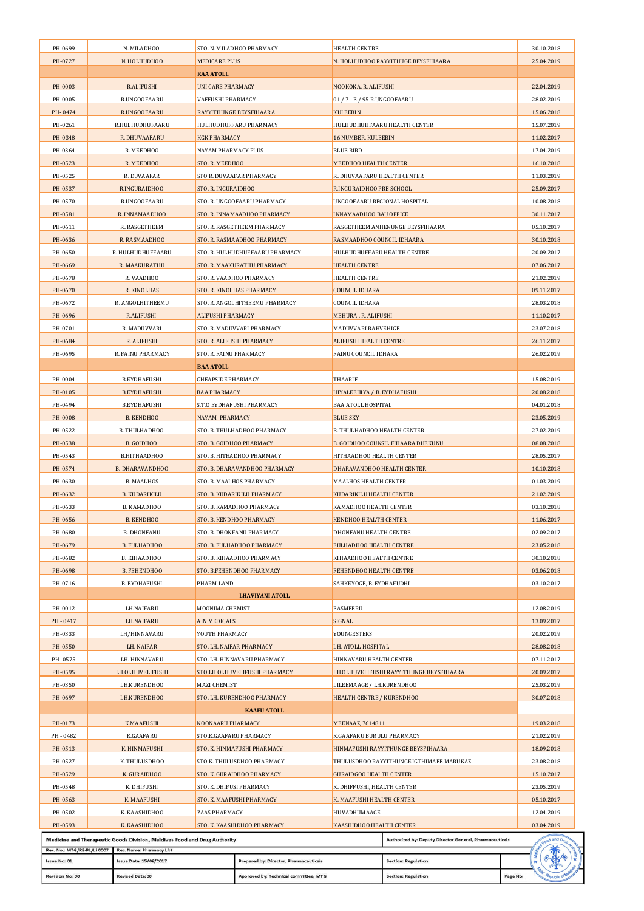| | | | | |
|---|---|---|---|---|
| PH-0699 | N. MILADHOO | STO. N. MILADHOO PHARMACY | HEALTH CENTRE | 30.10.2018 |
| PH-0727 | N. HOLHUDHOO | MEDICARE PLUS | N. HOLHUDHOO RAYYITHUGE BEYSFIHAARA | 25.04.2019 |
| | | **RAA ATOLL** | | |
| PH-0003 | R.ALIFUSHI | UNI CARE PHARMACY | NOOKOKA, R. ALIFUSHI | 22.04.2019 |
| PH-0005 | R.UNGOOFAARU | VAFFUSHI PHARMACY | 01 / 7 - E / 95 R.UNGOOFAARU | 28.02.2019 |
| PH- 0474 | R.UNGOOFAARU | RAYYITHUNGE BEYSFIHAARA | KULEEBIN | 15.06.2018 |
| PH-0261 | R.HULHUDHUFAARU | HULHUDHUFFAARU PHARMACY | HULHUDHUHFAARU HEALTH CENTER | 15.07.2019 |
| PH-0348 | R. DHUVAAFARU | KGK PHARMACY | 16 NUMBER, KULEEBIN | 11.02.2017 |
| PH-0364 | R. MEEDHOO | NAYAM PHARMACY PLUS | BLUE BIRD | 17.04.2019 |
| PH-0523 | R. MEEDHOO | STO. R. MEEDHOO | MEEDHOO HEALTH CENTER | 16.10.2018 |
| PH-0525 | R. DUVAAFAR | STO R. DUVAAFAR PHARMACY | R. DHUVAAFARU HEALTH CENTER | 11.03.2019 |
| PH-0537 | R.INGURAIDHOO | STO. R. INGURAIDHOO | R.INGURAIDHOO PRE SCHOOL | 25.09.2017 |
| PH-0570 | R.UNGOOFAARU | STO. R. UNGOOFAARU PHARMACY | UNGOOFAARU REGIONAL HOSPITAL | 10.08.2018 |
| PH-0581 | R. INNAMAADHOO | STO. R. INNAMAADHOO PHARMACY | INNAMAADHOO BAU OFFICE | 30.11.2017 |
| PH-0611 | R. RASGETHEEM | STO. R. RASGETHEEM PHARMACY | RASGETHEEM ANHENUNGE BEYSFIHAARA | 05.10.2017 |
| PH-0636 | R. RASMAADHOO | STO. R. RASMAADHOO PHARMACY | RASMAADHOO COUNCIL IDHAARA | 30.10.2018 |
| PH-0650 | R. HULHUDHUFFAARU | STO. R. HULHUDHUFFAARU PHARMACY | HULHUDHUFFARU HEALTH CENTRE | 20.09.2017 |
| PH-0669 | R. MAAKURATHU | STO. R. MAAKURATHU PHARMACY | HEALTH CENTRE | 07.06.2017 |
| PH-0678 | R. VAADHOO | STO. R. VAADHOO PHARMACY | HEALTH CENTRE | 21.02.2019 |
| PH-0670 | R. KINOLHAS | STO. R. KINOLHAS PHARMACY | COUNCIL IDHARA | 09.11.2017 |
| PH-0672 | R. ANGOLHITHEEMU | STO. R. ANGOLHITHEEMU PHARMACY | COUNCIL IDHARA | 28.03.2018 |
| PH-0696 | R.ALIFUSHI | ALIFUSHI PHARMACY | MEHURA , R. ALIFUSHI | 11.10.2017 |
| PH-0701 | R. MADUVVARI | STO. R. MADUVVARI PHARMACY | MADUVVARI RAHVEHIGE | 23.07.2018 |
| PH-0684 | R. ALIFUSHI | STO. R. ALIFUSHI PHARMACY | ALIFUSHI HEALTH CENTRE | 26.11.2017 |
| PH-0695 | R. FAINU PHARMACY | STO. R. FAINU PHARMACY | FAINU COUNCIL IDHARA | 26.02.2019 |
| | | **BAA ATOLL** | | |
| PH-0004 | B.EYDHAFUSHI | CHEAPSIDE PHARMACY | THAARIF | 15.08.2019 |
| PH-0105 | B.EYDHAFUSHI | BAA PHARMACY | HIYALEEHIYA / B. EYDHAFUSHI | 20.08.2018 |
| PH-0494 | B.EYDHAFUSHI | S.T.O EYDHAFUSHI PHARMACY | BAA ATOLL HOSPITAL | 04.01.2018 |
| PH-0008 | B. KENDHOO | NAYAM PHARMACY | BLUE SKY | 23.05.2019 |
| PH-0522 | B. THULHADHOO | STO. B. THULHADHOO PHARMACY | B. THULHADHOO HEALTH CENTER | 27.02.2019 |
| PH-0538 | B. GOIDHOO | STO. B. GOIDHOO PHARMACY | B. GOIDHOO COUNSIL FIHAARA DHEKUNU | 08.08.2018 |
| PH-0543 | B.HITHAADHOO | STO. B. HITHADHOO PHARMACY | HITHAADHOO HEALTH CENTER | 28.05.2017 |
| PH-0574 | B. DHARAVANDHOO | STO. B. DHARAVANDHOO PHARMACY | DHARAVANDHOO HEALTH CENTER | 10.10.2018 |
| PH-0630 | B. MAALHOS | STO. B. MAALHOS PHARMACY | MAALHOS HEALTH CENTER | 01.03.2019 |
| PH-0632 | B. KUDARIKILU | STO. B. KUDARIKILU PHARMACY | KUDARIKILU HEALTH CENTER | 21.02.2019 |
| PH-0633 | B. KAMADHOO | STO. B. KAMADHOO PHARMACY | KAMADHOO HEALTH CENTER | 03.10.2018 |
| PH-0656 | B. KENDHOO | STO. B. KENDHOO PHARMACY | KENDHOO HEALTH CENTER | 11.06.2017 |
| PH-0680 | B. DHONFANU | STO. B. DHONFANU PHARMACY | DHONFANU HEALTH CENTRE | 02.09.2017 |
| PH-0679 | B. FULHADHOO | STO. B. FULHADHOO PHARMACY | FULHADHOO HEALTH CENTRE | 23.05.2018 |
| PH-0682 | B. KIHAADHOO | STO. B. KIHAADHOO PHARMACY | KIHAADHOO HEALTH CENTRE | 30.10.2018 |
| PH-0698 | B. FEHENDHOO | STO. B.FEHENDHOO PHARMACY | FEHENDHOO HEALTH CENTRE | 03.06.2018 |
| PH-0716 | B. EYDHAFUSHI | PHARM LAND | SAHKEYOGE, B. EYDHAFUDHI | 03.10.2017 |
| | | **LHAVIYANI ATOLL** | | |
| PH-0012 | LH.NAIFARU | MOONIMA CHEMIST | FASMEERU | 12.08.2019 |
| PH - 0417 | LH.NAIFARU | AIN MEDICALS | SIGNAL | 13.09.2017 |
| PH-0333 | LH/HINNAVARU | YOUTH PHARMACY | YOUNGESTERS | 20.02.2019 |
| PH-0550 | LH. NAIFAR | STO. LH. NAIFAR PHARMACY | LH. ATOLL HOSPITAL | 28.08.2018 |
| PH- 0575 | LH. HINNAVARU | STO. LH. HINNAVARU PHARMACY | HINNAVARU HEALTH CENTER | 07.11.2017 |
| PH-0595 | LH.OLHUVELIFUSHI | STO.LH OLHUVELIFUSHI PHARMACY | LH.OLHUVELIFUSHI RAYYITHUNGE BEYSFIHAARA | 20.09.2017 |
| PH-0350 | LH.KURENDHOO | MAZI CHEMIST | LILEEMAAGE / LH.KURENDHOO | 25.03.2019 |
| PH-0697 | LH.KURENDHOO | STO. LH. KURENDHOO PHARMACY | HEALTH CENTRE / KURENDHOO | 30.07.2018 |
| | | **KAAFU ATOLL** | | |
| PH-0173 | K.MAAFUSHI | NOONAARU PHARMACY | MEENAAZ, 7614811 | 19.03.2018 |
| PH - 0482 | K.GAAFARU | STO.K.GAAFARU PHARMACY | K.GAAFARU BURULU PHARMACY | 21.02.2019 |
| PH-0513 | K. HINMAFUSHI | STO. K. HINMAFUSHI PHARMACY | HINMAFUSHI RAYYITHUNGE BEYSFIHAARA | 18.09.2018 |
| PH-0527 | K. THULUSDHOO | STO K. THULUSDHOO PHARMACY | THULUSDHOO RAYYITHUNGE IGTHIMAEE MARUKAZ | 23.08.2018 |
| PH-0529 | K. GURAIDHOO | STO. K. GURAIDHOO PHARMACY | GURAIDGOO HEALTH CENTER | 15.10.2017 |
| PH-0548 | K. DHIFUSHI | STO. K. DHIFUSI PHARMACY | K. DHIFFUSHI, HEALTH CENTER | 23.05.2019 |
| PH-0563 | K. MAAFUSHI | STO. K. MAAFUSHI PHARMACY | K. MAAFUSHI HEALTH CENTER | 05.10.2017 |
| PH-0502 | K. KAASHIDHOO | ZAAS PHARMACY | HUVADHUMAAGE | 12.04.2019 |
| PH-0593 | K. KAASHIDHOO | STO. K. KAASHIDHOO PHARMACY | KAASHIDHOO HEALTH CENTER | 03.04.2019 |

| Medicine and Therapeutic Goods Division, Maldives Food and Drug Authority | | | Authorized by: Deputy Director General, Pharmaceuticals | |
|---|---|---|---|---|
| Rec. No.: MTG/RE-PL/LI 0007 | Rec. Name: Pharmacy List | | | |
| Issue No: 01 | Issue Date: 15/08/2017 | Prepared by: Director, Pharmaceuticals | Section: Regulation | |
| Revision No: 00 | Revised Date: 00 | Approved by: Technical committee, MTG | Section: Regulation | Page No: |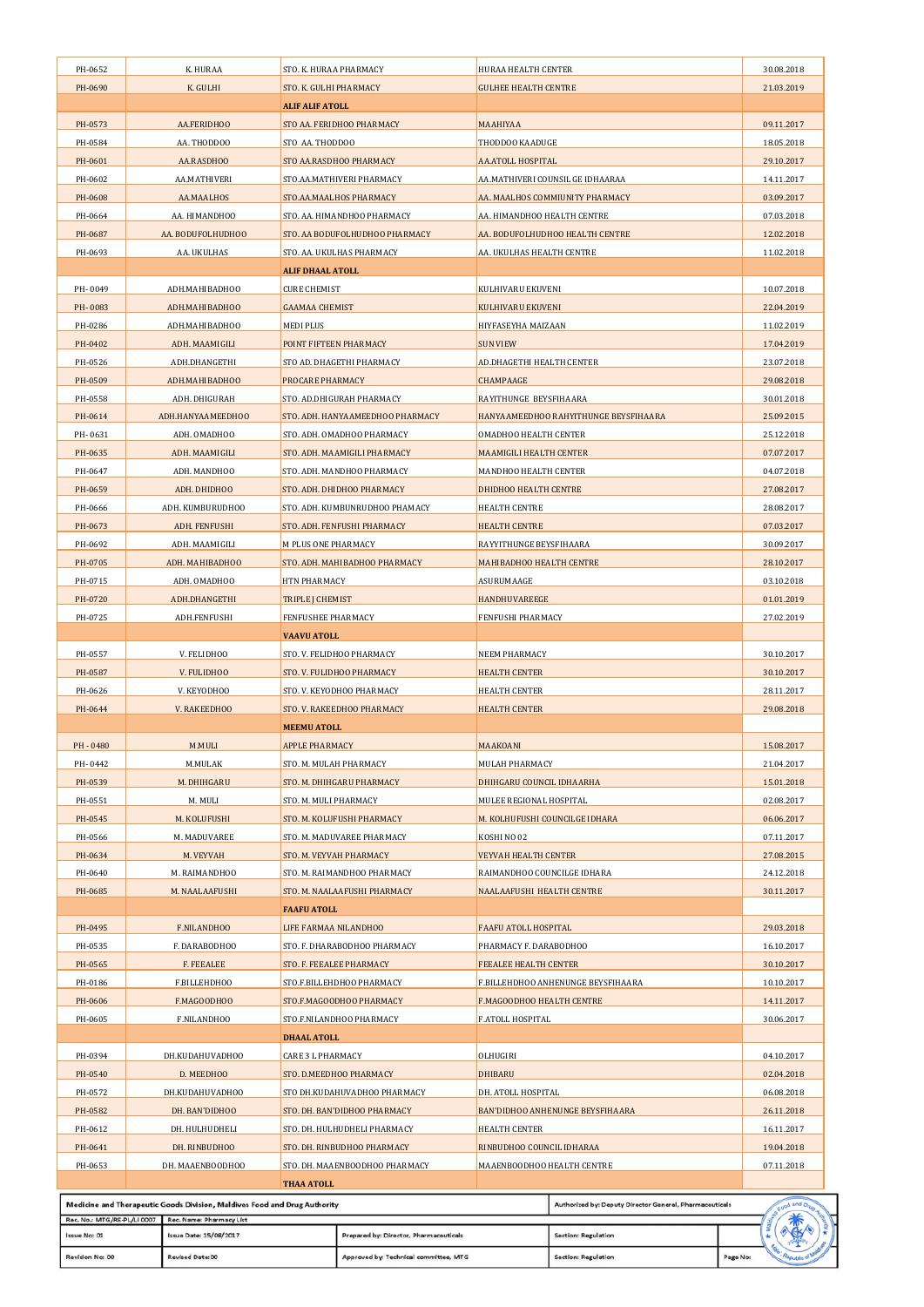| | | | | |
|---|---|---|---|---|
| PH-0652 | K. HURAA | STO. K. HURAA PHARMACY | HURAA HEALTH CENTER | 30.08.2018 |
| PH-0690 | K. GULHI | STO. K. GULHI PHARMACY | GULHEE HEALTH CENTRE | 21.03.2019 |
| | | **ALIF ALIF ATOLL** | | |
| PH-0573 | AA.FERIDHOO | STO AA. FERIDHOO PHARMACY | MAAHIYAA | 09.11.2017 |
| PH-0584 | AA. THODDOO | STO AA. THODDOO | THODDOO KAADUGE | 18.05.2018 |
| PH-0601 | AA.RASDHOO | STO AA.RASDHOO PHARMACY | AA.ATOLL HOSPITAL | 29.10.2017 |
| PH-0602 | AA.MATHIVERI | STO.AA.MATHIVERI PHARMACY | AA.MATHIVERI COUNSIL GE IDHAARAA | 14.11.2017 |
| PH-0608 | AA.MAALHOS | STO.AA.MAALHOS PHARMACY | AA. MAALHOS COMMIUNITY PHARMACY | 03.09.2017 |
| PH-0664 | AA. HIMANDHOO | STO. AA. HIMANDHOO PHARMACY | AA. HIMANDHOO HEALTH CENTRE | 07.03.2018 |
| PH-0687 | AA. BODUFOLHUDHOO | STO. AA BODUFOLHUDHOO PHARMACY | AA. BODUFOLHUDHOO HEALTH CENTRE | 12.02.2018 |
| PH-0693 | AA. UKULHAS | STO. AA. UKULHAS PHARMACY | AA. UKULHAS HEALTH CENTRE | 11.02.2018 |
| | | **ALIF DHAAL ATOLL** | | |
| PH- 0049 | ADH.MAHIBADHOO | CURE CHEMIST | KULHIVARU EKUVENI | 10.07.2018 |
| PH- 0083 | ADH.MAHIBADHOO | GAAMAA CHEMIST | KULHIVARU EKUVENI | 22.04.2019 |
| PH-0286 | ADH.MAHIBADHOO | MEDI PLUS | HIYFASEYHA MAIZAAN | 11.02.2019 |
| PH-0402 | ADH. MAAMIGILI | POINT FIFTEEN PHARMACY | SUN VIEW | 17.04.2019 |
| PH-0526 | ADH.DHANGETHI | STO AD. DHAGETHI PHARMACY | AD.DHAGETHI HEALTH CENTER | 23.07.2018 |
| PH-0509 | ADH.MAHIBADHOO | PROCARE PHARMACY | CHAMPAAGE | 29.08.2018 |
| PH-0558 | ADH. DHIGURAH | STO. AD.DHIGURAH PHARMACY | RAYITHUNGE BEYSFIHAARA | 30.01.2018 |
| PH-0614 | ADH.HANYAAMEEDHOO | STO. ADH. HANYAAMEEDHOO PHARMACY | HANYAAMEEDHOO RAHYITHUNGE BEYSFIHAARA | 25.09.2015 |
| PH- 0631 | ADH. OMADHOO | STO. ADH. OMADHOO PHARMACY | OMADHOO HEALTH CENTER | 25.12.2018 |
| PH-0635 | ADH. MAAMIGILI | STO. ADH. MAAMIGILI PHARMACY | MAAMIGILI HEALTH CENTER | 07.07.2017 |
| PH-0647 | ADH. MANDHOO | STO. ADH. MANDHOO PHARMACY | MANDHOO HEALTH CENTER | 04.07.2018 |
| PH-0659 | ADH. DHIDHOO | STO. ADH. DHIDHOO PHARMACY | DHIDHOO HEALTH CENTRE | 27.08.2017 |
| PH-0666 | ADH. KUMBURUDHOO | STO. ADH. KUMBUNRUDHOO PHAMACY | HEALTH CENTRE | 28.08.2017 |
| PH-0673 | ADH. FENFUSHI | STO. ADH. FENFUSHI PHARMACY | HEALTH CENTRE | 07.03.2017 |
| PH-0692 | ADH. MAAMIGILI | M PLUS ONE PHARMACY | RAYYITHUNGE BEYSFIHAARA | 30.09.2017 |
| PH-0705 | ADH. MAHIBADHOO | STO. ADH. MAHIBADHOO PHARMACY | MAHIBADHOO HEALTH CENTRE | 28.10.2017 |
| PH-0715 | ADH. OMADHOO | HTN PHARMACY | ASURUMAAGE | 03.10.2018 |
| PH-0720 | ADH.DHANGETHI | TRIPLE J CHEMIST | HANDHUVAREEGE | 01.01.2019 |
| PH-0725 | ADH.FENFUSHI | FENFUSHEE PHARMACY | FENFUSHI PHARMACY | 27.02.2019 |
| | | **VAAVU ATOLL** | | |
| PH-0557 | V. FELIDHOO | STO. V. FELIDHOO PHARMACY | NEEM PHARMACY | 30.10.2017 |
| PH-0587 | V. FULIDHOO | STO. V. FULIDHOO PHARMACY | HEALTH CENTER | 30.10.2017 |
| PH-0626 | V. KEYODHOO | STO. V. KEYODHOO PHARMACY | HEALTH CENTER | 28.11.2017 |
| PH-0644 | V. RAKEEDHOO | STO. V. RAKEEDHOO PHARMACY | HEALTH CENTER | 29.08.2018 |
| | | **MEEMU ATOLL** | | |
| PH - 0480 | M.MULI | APPLE PHARMACY | MAAKOANI | 15.08.2017 |
| PH- 0442 | M.MULAK | STO. M. MULAH PHARMACY | MULAH PHARMACY | 21.04.2017 |
| PH-0539 | M. DHIHGARU | STO. M. DHIHGARU PHARMACY | DHIHGARU COUNCIL IDHAARHA | 15.01.2018 |
| PH-0551 | M. MULI | STO. M. MULI PHARMACY | MULEE REGIONAL HOSPITAL | 02.08.2017 |
| PH-0545 | M. KOLUFUSHI | STO. M. KOLUFUSHI PHARMACY | M. KOLHUFUSHI COUNCILGE IDHARA | 06.06.2017 |
| PH-0566 | M. MADUVAREE | STO. M. MADUVAREE PHARMACY | KOSHI NO 02 | 07.11.2017 |
| PH-0634 | M. VEYVAH | STO. M. VEYVAH PHARMACY | VEYVAH HEALTH CENTER | 27.08.2015 |
| PH-0640 | M. RAIMANDHOO | STO. M. RAIMANDHOO PHARMACY | RAIMANDHOO COUNCILGE IDHARA | 24.12.2018 |
| PH-0685 | M. NAALAAFUSHI | STO. M. NAALAAFUSHI PHARMACY | NAALAAFUSHI HEALTH CENTRE | 30.11.2017 |
| | | **FAAFU ATOLL** | | |
| PH-0495 | F.NILANDHOO | LIFE FARMAA NILANDHOO | FAAFU ATOLL HOSPITAL | 29.03.2018 |
| PH-0535 | F. DARABODHOO | STO. F. DHARABODHOO PHARMACY | PHARMACY F. DARABODHOO | 16.10.2017 |
| PH-0565 | F. FEEALEE | STO. F. FEEALEE PHARMACY | FEEALEE HEALTH CENTER | 30.10.2017 |
| PH-0186 | F.BILLEHDHOO | STO.F.BILLEHDHOO PHARMACY | F.BILLEHDHOO ANHENUNGE BEYSFIHAARA | 10.10.2017 |
| PH-0606 | F.MAGOODHOO | STO.F.MAGOODHOO PHARMACY | F.MAGOODHOO HEALTH CENTRE | 14.11.2017 |
| PH-0605 | F.NILANDHOO | STO.F.NILANDHOO PHARMACY | F.ATOLL HOSPITAL | 30.06.2017 |
| | | **DHAAL ATOLL** | | |
| PH-0394 | DH.KUDAHUVADHOO | CARE 3 L PHARMACY | OLHUGIRI | 04.10.2017 |
| PH-0540 | D. MEEDHOO | STO. D.MEEDHOO PHARMACY | DHIBARU | 02.04.2018 |
| PH-0572 | DH.KUDAHUVADHOO | STO DH.KUDAHUVADHOO PHARMACY | DH. ATOLL HOSPITAL | 06.08.2018 |
| PH-0582 | DH. BAN'DIDHOO | STO. DH. BAN'DIDHOO PHARMACY | BAN'DIDHOO ANHENUNGE BEYSFIHAARA | 26.11.2018 |
| PH-0612 | DH. HULHUDHELI | STO. DH. HULHUDHELI PHARMACY | HEALTH CENTER | 16.11.2017 |
| PH-0641 | DH. RINBUDHOO | STO. DH. RINBUDHOO PHARMACY | RINBUDHOO COUNCIL IDHARAA | 19.04.2018 |
| PH-0653 | DH. MAAENBOODHOO | STO. DH. MAAENBOODHOO PHARMACY | MAAENBOODHOO HEALTH CENTRE | 07.11.2018 |
| | | **THAA ATOLL** | | |

| Medicine and Therapeutic Goods Division, Maldives Food and Drug Authority | | | Authorized by: Deputy Director General, Pharmaceuticals | |
|---|---|---|---|---|
| Rec. No.: MTG/RE-PL/LI 0007 | Rec. Name: Pharmacy List | | | |
| Issue No: 01 | Issue Date: 15/08/2017 | Prepared by: Director, Pharmaceuticals | Section: Regulation | |
| Revision No: 00 | Revised Date: 00 | Approved by: Technical committee, MTG | Section: Regulation | Page No: |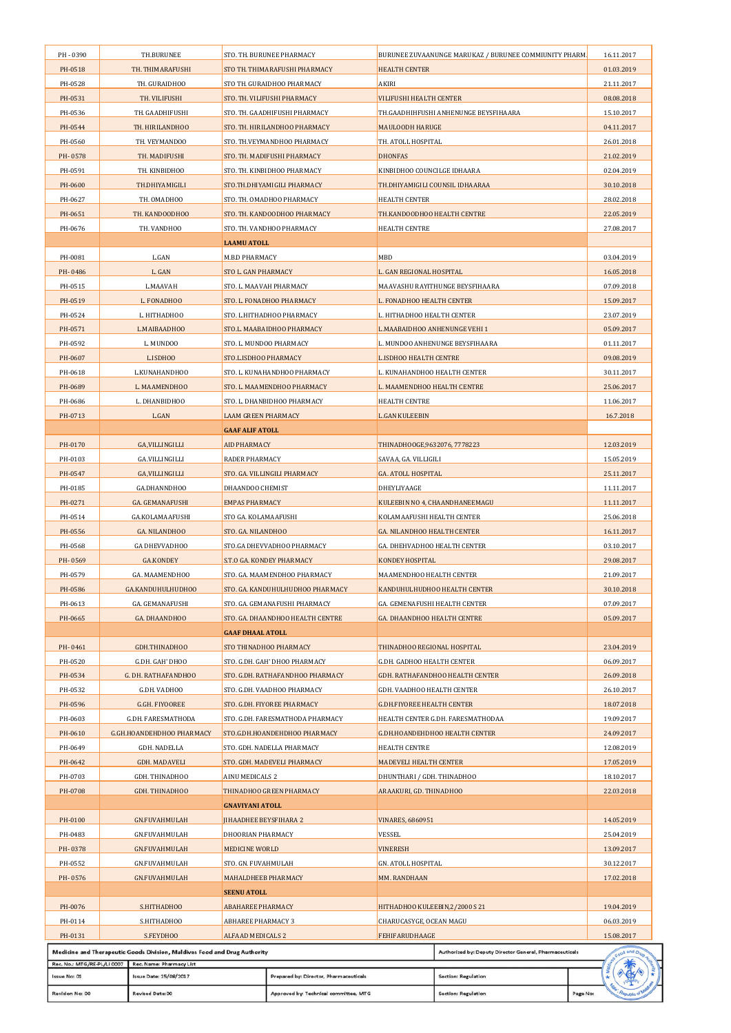| | | | | |
|---|---|---|---|---|
| PH - 0390 | TH.BURUNEE | STO. TH. BURUNEE PHARMACY | BURUNEE ZUVAANUNGE MARUKAZ / BURUNEE COMMIUNITY PHARM. | 16.11.2017 |
| PH-0518 | TH. THIMARAFUSHI | STO TH. THIMARAFUSHI PHARMACY | HEALTH CENTER | 01.03.2019 |
| PH-0528 | TH. GURAIDHOO | STO TH. GURAIDHOO PHARMACY | AKIRI | 21.11.2017 |
| PH-0531 | TH. VILIFUSHI | STO. TH. VILIFUSHI PHARMACY | VILIFUSHI HEALTH CENTER | 08.08.2018 |
| PH-0536 | TH. GAADHIFUSHI | STO. TH. GAADHIFUSHI PHARMACY | TH.GAADHIHFUSHI ANHENUNGE BEYSFIHAARA | 15.10.2017 |
| PH-0544 | TH. HIRILANDHOO | STO. TH. HIRILANDHOO PHARMACY | MAULOODH HARUGE | 04.11.2017 |
| PH-0560 | TH. VEYMANDOO | STO. TH.VEYMANDHOO PHARMACY | TH. ATOLL HOSPITAL | 26.01.2018 |
| PH- 0578 | TH. MADIFUSHI | STO. TH. MADIFUSHI PHARMACY | DHONFAS | 21.02.2019 |
| PH-0591 | TH. KINBIDHOO | STO. TH. KINBIDHOO PHARMACY | KINBIDHOO COUNCILGE IDHAARA | 02.04.2019 |
| PH-0600 | TH.DHIYAMIGILI | STO.TH.DHIYAMIGILI PHARMACY | TH.DHIYAMIGILI COUNSIL IDHAARAA | 30.10.2018 |
| PH-0627 | TH. OMADHOO | STO. TH. OMADHOO PHARMACY | HEALTH CENTER | 28.02.2018 |
| PH-0651 | TH. KANDOODHOO | STO. TH. KANDOODHOO PHARMACY | TH.KANDOODHOO HEALTH CENTRE | 22.05.2019 |
| PH-0676 | TH. VANDHOO | STO. TH. VANDHOO PHARMACY | HEALTH CENTRE | 27.08.2017 |
| | | **LAAMU ATOLL** | | |
| PH-0081 | L.GAN | M.B.D PHARMACY | MBD | 03.04.2019 |
| PH- 0486 | L. GAN | STO L. GAN PHARMACY | L. GAN REGIONAL HOSPITAL | 16.05.2018 |
| PH-0515 | L.MAAVAH | STO. L. MAAVAH PHARMACY | MAAVASHU RAYITHUNGE BEYSFIHAARA | 07.09.2018 |
| PH-0519 | L. FONADHOO | STO. L. FONADHOO PHARMACY | L. FONADHOO HEALTH CENTER | 15.09.2017 |
| PH-0524 | L. HITHADHOO | STO. L.HITHADHOO PHARMACY | L. HITHADHOO HEALTH CENTER | 23.07.2019 |
| PH-0571 | L.MAIBAADHOO | STO.L. MAABAIDHOO PHARMACY | L.MAABAIDHOO ANHENUNGE VEHI 1 | 05.09.2017 |
| PH-0592 | L. MUNDOO | STO. L. MUNDOO PHARMACY | L. MUNDOO ANHENUNGE BEYSFIHAARA | 01.11.2017 |
| PH-0607 | L.ISDHOO | STO.L.ISDHOO PHARMACY | L.ISDHOO HEALTH CENTRE | 09.08.2019 |
| PH-0618 | L.KUNAHANDHOO | STO. L. KUNAHANDHOO PHARMACY | L. KUNAHANDHOO HEALTH CENTER | 30.11.2017 |
| PH-0689 | L. MAAMENDHOO | STO. L. MAAMENDHOO PHARMACY | L. MAAMENDHOO HEALTH CENTRE | 25.06.2017 |
| PH-0686 | L. DHANBIDHOO | STO. L. DHANBIDHOO PHARMACY | HEALTH CENTRE | 11.06.2017 |
| PH-0713 | L.GAN | LAAM GREEN PHARMACY | L.GAN KULEEBIN | 16.7.2018 |
| | | **GAAF ALIF ATOLL** | | |
| PH-0170 | GA,VILLINGILLI | AID PHARMACY | THINADHOOGE,9632076, 7778223 | 12.03.2019 |
| PH-0103 | GA,VILLINGILLI | RADER PHARMACY | SAVAA, GA. VILLIGILI | 15.05.2019 |
| PH-0547 | GA,VILLINGILLI | STO. GA. VILLINGILLI PHARMACY | GA. ATOLL HOSPITAL | 25.11.2017 |
| PH-0185 | GA.DHANNDHOO | DHAANDOO CHEMIST | DHEYLIYAAGE | 11.11.2017 |
| PH-0271 | GA. GEMANAFUSHI | EMPAS PHARMACY | KULEEBIN NO 4, CHAANDHANEEMAGU | 11.11.2017 |
| PH-0514 | GA.KOLAMAAFUSHI | STO GA. KOLAMAAFUSHI | KOLAMAAFUSHI HEALTH CENTER | 25.06.2018 |
| PH-0556 | GA. NILANDHOO | STO. GA. NILANDHOO | GA. NILANDHOO HEALTH CENTER | 16.11.2017 |
| PH-0568 | GA DHEVVADHOO | STO.GA DHEVVADHOO PHARMACY | GA. DHEHVADHOO HEALTH CENTER | 03.10.2017 |
| PH- 0569 | GA.KONDEY | S.T.O GA. KONDEY PHARMACY | KONDEY HOSPITAL | 29.08.2017 |
| PH-0579 | GA. MAAMENDHOO | STO. GA. MAAMENDHOO PHARMACY | MAAMENDHOO HEALTH CENTER | 21.09.2017 |
| PH-0586 | GA.KANDUHULHUDHOO | STO. GA. KANDUHULHUDHOO PHARMACY | KANDUHULHUDHOO HEALTH CENTER | 30.10.2018 |
| PH-0613 | GA. GEMANAFUSHI | STO. GA. GEMANAFUSHI PHARMACY | GA. GEMENAFUSHI HEALTH CENTER | 07.09.2017 |
| PH-0665 | GA. DHAANDHOO | STO. GA. DHAANDHOO HEALTH CENTRE | GA. DHAANDHOO HEALTH CENTRE | 05.09.2017 |
| | | **GAAF DHAAL ATOLL** | | |
| PH- 0461 | GDH.THINADHOO | STO THINADHOO PHARMACY | THINADHOO REGIONAL HOSPITAL | 23.04.2019 |
| PH-0520 | G.DH. GAH' DHOO | STO. G.DH. GAH' DHOO PHARMACY | G.DH. GADHOO HEALTH CENTER | 06.09.2017 |
| PH-0534 | G. DH. RATHAFANDHOO | STO. G.DH. RATHAFANDHOO PHARMACY | GDH. RATHAFANDHOO HEALTH CENTER | 26.09.2018 |
| PH-0532 | G.DH. VADHOO | STO. G.DH. VAADHOO PHARMACY | GDH. VAADHOO HEALTH CENTER | 26.10.2017 |
| PH-0596 | G.GH. FIYOOREE | STO. G.DH. FIYOREE PHARMACY | G.DH.FIYOREE HEALTH CENTER | 18.07.2018 |
| PH-0603 | G.DH. FARESMATHODA | STO. G.DH. FARESMATHODA PHARMACY | HEALTH CENTER G.DH. FARESMATHODAA | 19.09.2017 |
| PH-0610 | G.GH.HOANDEHDHOO PHARMACY | STO.G.DH.HOANDEHDHOO PHARMACY | G.DH.HOANDEHDHOO HEALTH CENTER | 24.09.2017 |
| PH-0649 | GDH. NADELLA | STO. GDH. NADELLA PHARMACY | HEALTH CENTRE | 12.08.2019 |
| PH-0642 | GDH. MADAVELI | STO. GDH. MADEVELI PHARMACY | MADEVELI HEALTH CENTER | 17.05.2019 |
| PH-0703 | GDH. THINADHOO | AINU MEDICALS 2 | DHUNTHARI / GDH. THINADHOO | 18.10.2017 |
| PH-0708 | GDH. THINADHOO | THINADHOO GREEN PHARMACY | ARAAKURI, GD. THINADHOO | 22.03.2018 |
| | | **GNAVIYANI ATOLL** | | |
| PH-0100 | GN.FUVAHMULAH | JIHAADHEE BEYSFIHARA 2 | VINARES, 6860951 | 14.05.2019 |
| PH-0483 | GN.FUVAHMULAH | DHOORIAN PHARMACY | VESSEL | 25.04.2019 |
| PH- 0378 | GN.FUVAHMULAH | MEDICINE WORLD | VINERESH | 13.09.2017 |
| PH-0552 | GN.FUVAHMULAH | STO. GN. FUVAHMULAH | GN. ATOLL HOSPITAL | 30.12.2017 |
| PH- 0576 | GN.FUVAHMULAH | MAHALDHEEB PHARMACY | MM. RANDHAAN | 17.02.2018 |
| | | **SEENU ATOLL** | | |
| PH-0076 | S.HITHADHOO | ABAHAREE PHARMACY | HITHADHOO KULEEBIN,2/2000 S 21 | 19.04.2019 |
| PH-0114 | S.HITHADHOO | ABHAREE PHARMACY 3 | CHARUCASYGE, OCEAN MAGU | 06.03.2019 |
| PH-0131 | S.FEYDHOO | ALFAAD MEDICALS 2 | FEHIFARUDHAAGE | 15.08.2017 |

| | | | | |
|---|---|---|---|---|
| Medicine and Therapeutic Goods Division, Maldives Food and Drug Authority | | | Authorized by: Deputy Director General, Pharmaceuticals | |
| Rec. No.: MTG/RE-PL/LI 0007 | Rec. Name: Pharmacy List | | | |
| Issue No: 01 | Issue Date: 15/08/2017 | Prepared by: Director, Pharmaceuticals | Section: Regulation | |
| Revision No: 00 | Revised Date: 00 | Approved by: Technical committee, MTG | Section: Regulation | Page No: |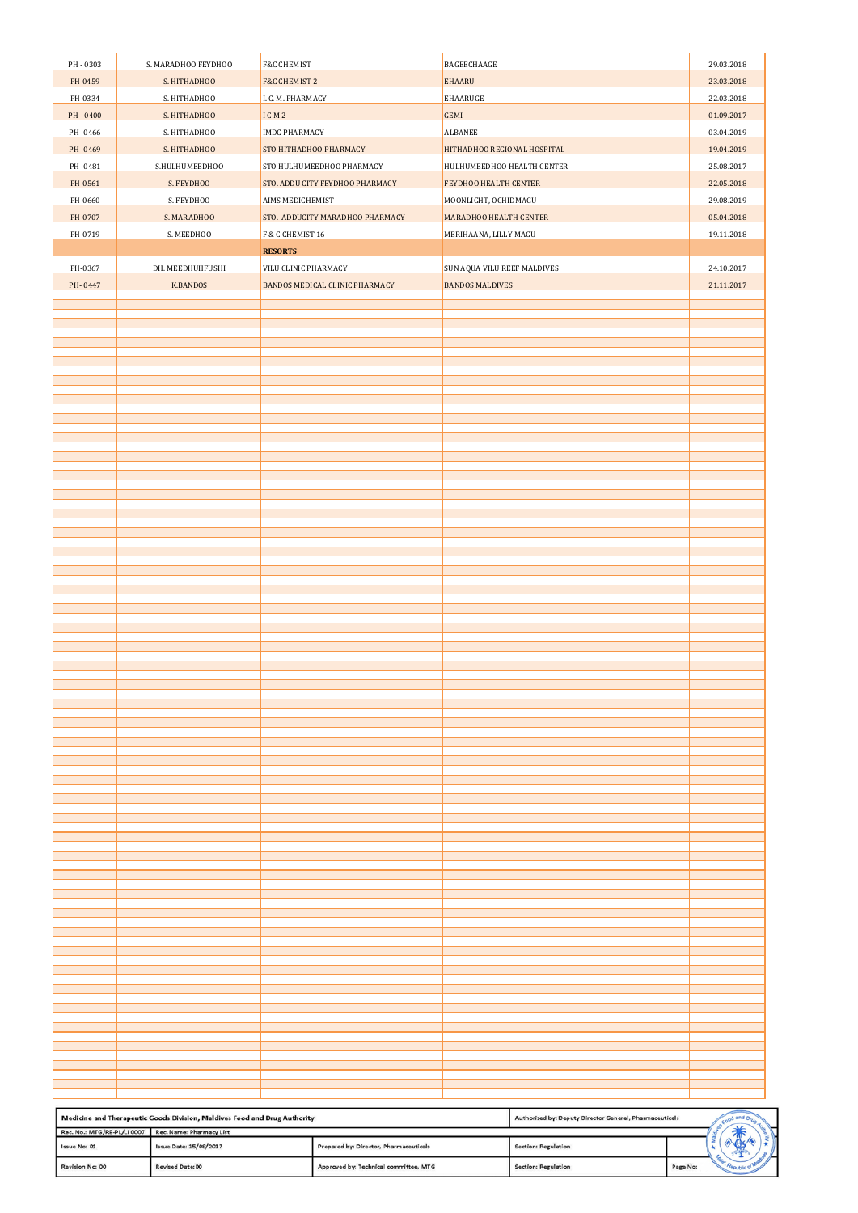| | | | | |
|---|---|---|---|---|
| PH - 0303 | S. MARADHOO FEYDHOO | F&C CHEMIST | BAGEECHAAGE | 29.03.2018 |
| PH-0459 | S. HITHADHOO | F&C CHEMIST 2 | EHAARU | 23.03.2018 |
| PH-0334 | S. HITHADHOO | I. C. M. PHARMACY | EHAARUGE | 22.03.2018 |
| PH - 0400 | S. HITHADHOO | I C M 2 | GEMI | 01.09.2017 |
| PH -0466 | S. HITHADHOO | IMDC PHARMACY | ALBANEE | 03.04.2019 |
| PH- 0469 | S. HITHADHOO | STO HITHADHOO PHARMACY | HITHADHOO REGIONAL HOSPITAL | 19.04.2019 |
| PH- 0481 | S.HULHUMEEDHOO | STO HULHUMEEDHOO PHARMACY | HULHUMEEDHOO HEALTH CENTER | 25.08.2017 |
| PH-0561 | S. FEYDHOO | STO. ADDU CITY FEYDHOO PHARMACY | FEYDHOO HEALTH CENTER | 22.05.2018 |
| PH-0660 | S. FEYDHOO | AIMS MEDICHEMIST | MOONLIGHT, OCHIDMAGU | 29.08.2019 |
| PH-0707 | S. MARADHOO | STO. ADDUCITY MARADHOO PHARMACY | MARADHOO HEALTH CENTER | 05.04.2018 |
| PH-0719 | S. MEEDHOO | F & C CHEMIST 16 | MERIHAANA, LILLY MAGU | 19.11.2018 |
| | | **RESORTS** | | |
| PH-0367 | DH. MEEDHUHFUSHI | VILU CLINIC PHARMACY | SUN AQUA VILU REEF MALDIVES | 24.10.2017 |
| PH- 0447 | K.BANDOS | BANDOS MEDICAL CLINIC PHARMACY | BANDOS MALDIVES | 21.11.2017 |

| Medicine and Therapeutic Goods Division, Maldives Food and Drug Authority | | | Authorized by: Deputy Director General, Pharmaceuticals | |
|---|---|---|---|---|
| Rec. No.: MTG/RE-PL/LI 0007 | Rec. Name: Pharmacy List | | | |
| Issue No: 01 | Issue Date: 15/08/2017 | Prepared by: Director, Pharmaceuticals | Section: Regulation | |
| Revision No: 00 | Revised Date:00 | Approved by: Technical committee, MTG | Section: Regulation | Page No: |